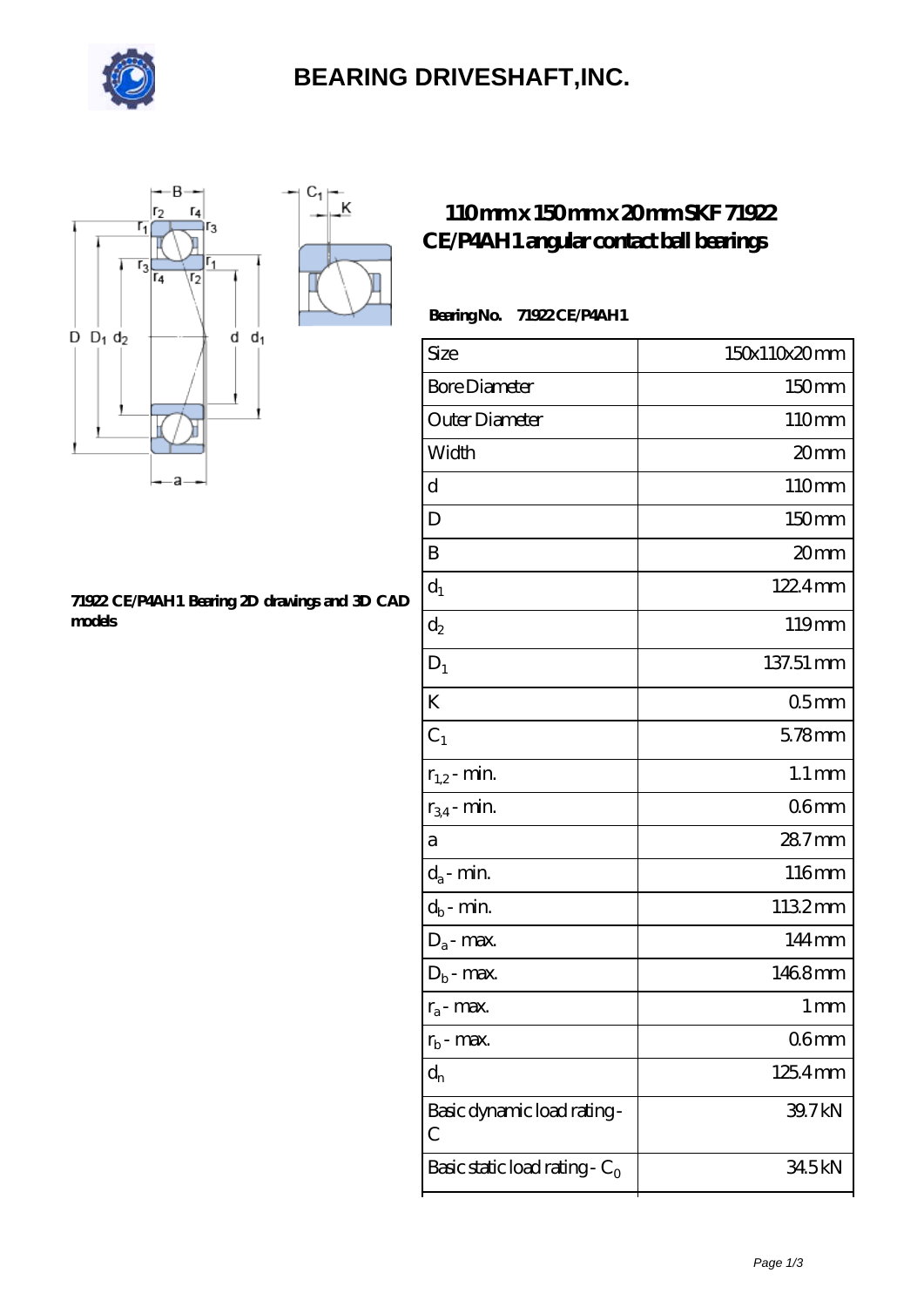# BEARING DRIVESHAFT,INC.

## 110mm x 150mm x 20mm SKF 71922 CE/P4AH1 angular contact ball bearings

**Bearing No. 71922 CE/P4AH1**

**71922 CE/P4AH1 Bearing 2D drawings and 3D CAD models**

| Size | 150x110x20 mm |
|---|---|
| Bore Diameter | 150 mm |
| Outer Diameter | 110 mm |
| Width | 20 mm |
| d | 110 mm |
| D | 150 mm |
| B | 20 mm |
| $d_1$ | 122.4 mm |
| $d_2$ | 119 mm |
| $D_1$ | 137.51 mm |
| K | 0.5 mm |
| $C_1$ | 5.78 mm |
| $r_{1,2}$ - min. | 1.1 mm |
| $r_{3,4}$ - min. | 0.6 mm |
| a | 28.7 mm |
| $d_a$ - min. | 116 mm |
| $d_b$ - min. | 113.2 mm |
| $D_a$ - max. | 144 mm |
| $D_b$ - max. | 146.8 mm |
| $r_a$ - max. | 1 mm |
| $r_b$ - max. | 0.6 mm |
| $d_n$ | 125.4 mm |
| Basic dynamic load rating - C | 39.7 kN |
| Basic static load rating - $C_0$ | 34.5 kN |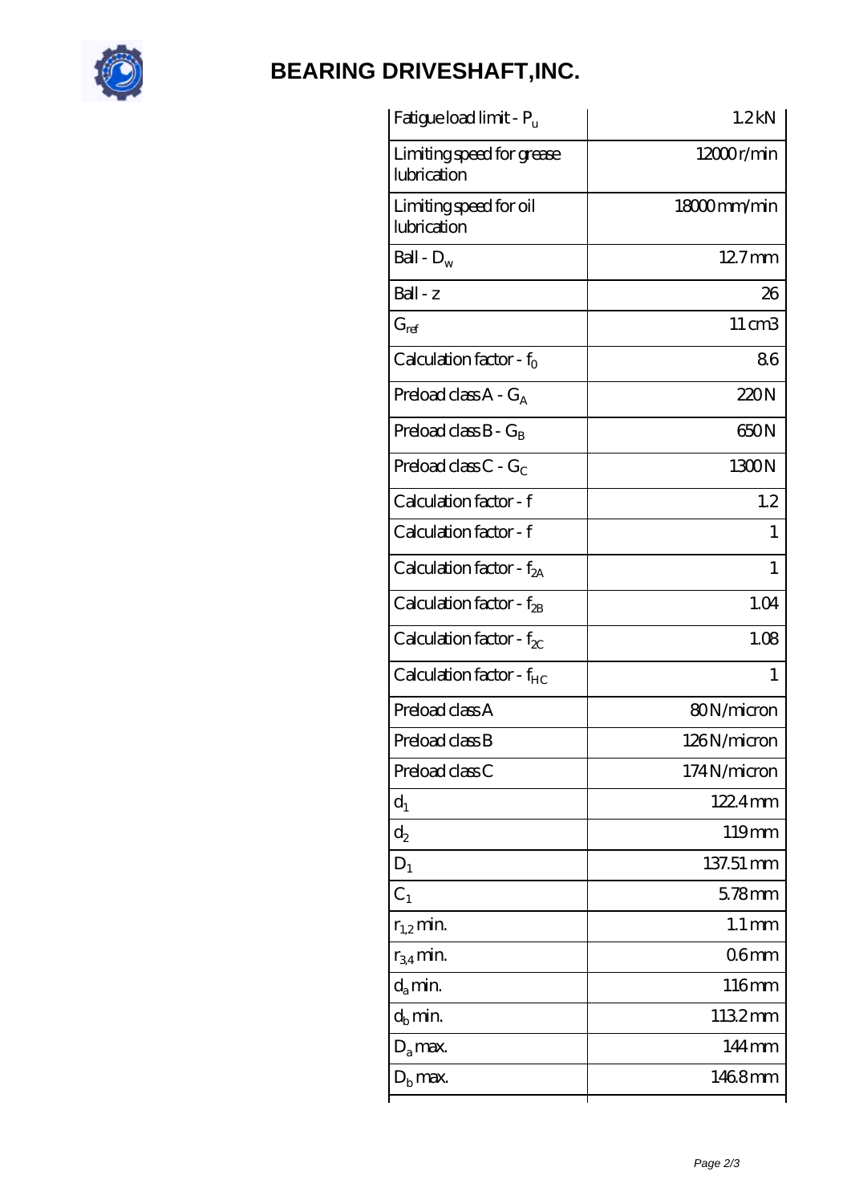# BEARING DRIVESHAFT,INC.

| | |
|---|---|
| Fatigue load limit - $P_u$ | 1.2 kN |
| Limiting speed for grease lubrication | 12000 r/min |
| Limiting speed for oil lubrication | 18000 mm/min |
| Ball - $D_w$ | 12.7 mm |
| Ball - z | 26 |
| $G_{ref}$ | 11 cm3 |
| Calculation factor - $f_0$ | 8.6 |
| Preload class A - $G_A$ | 220 N |
| Preload class B - $G_B$ | 650 N |
| Preload class C - $G_C$ | 1300 N |
| Calculation factor - f | 1.2 |
| Calculation factor - f | 1 |
| Calculation factor - $f_{2A}$ | 1 |
| Calculation factor - $f_{2B}$ | 1.04 |
| Calculation factor - $f_{2C}$ | 1.08 |
| Calculation factor - $f_{HC}$ | 1 |
| Preload class A | 80 N/micron |
| Preload class B | 126 N/micron |
| Preload class C | 174 N/micron |
| $d_1$ | 122.4 mm |
| $d_2$ | 119 mm |
| $D_1$ | 137.51 mm |
| $C_1$ | 5.78 mm |
| $r_{1,2}$ min. | 1.1 mm |
| $r_{3,4}$ min. | 0.6 mm |
| $d_a$ min. | 116 mm |
| $d_b$ min. | 113.2 mm |
| $D_a$ max. | 144 mm |
| $D_b$ max. | 146.8 mm |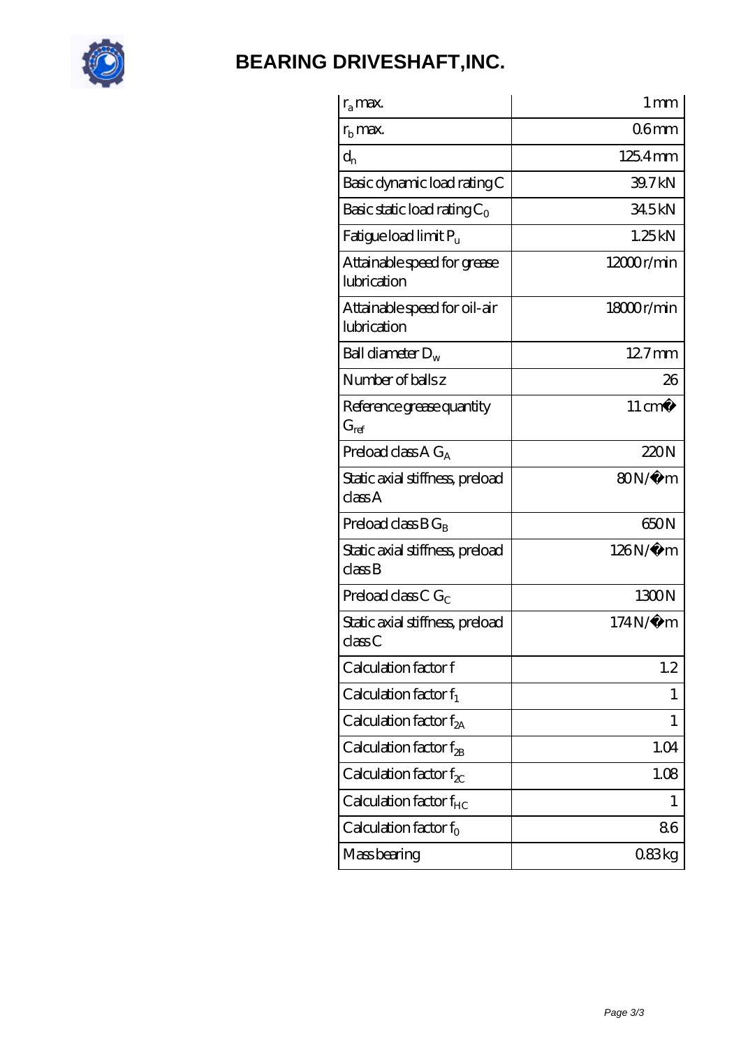# BEARING DRIVESHAFT,INC.

| | |
|---|---|
| $r_a$ max. | 1 mm |
| $r_b$ max. | 0.6 mm |
| $d_n$ | 125.4 mm |
| Basic dynamic load rating C | 39.7 kN |
| Basic static load rating $C_0$ | 34.5 kN |
| Fatigue load limit $P_u$ | 1.25 kN |
| Attainable speed for grease lubrication | 12000 r/min |
| Attainable speed for oil-air lubrication | 18000 r/min |
| Ball diameter $D_w$ | 12.7 mm |
| Number of balls z | 26 |
| Reference grease quantity $G_{ref}$ | 11 cm� |
| Preload class A $G_A$ | 220 N |
| Static axial stiffness, preload class A | 80 N/�m |
| Preload class B $G_B$ | 650 N |
| Static axial stiffness, preload class B | 126 N/�m |
| Preload class C $G_C$ | 1300 N |
| Static axial stiffness, preload class C | 174 N/�m |
| Calculation factor f | 1.2 |
| Calculation factor $f_1$ | 1 |
| Calculation factor $f_{2A}$ | 1 |
| Calculation factor $f_{2B}$ | 1.04 |
| Calculation factor $f_{2C}$ | 1.08 |
| Calculation factor $f_{HC}$ | 1 |
| Calculation factor $f_0$ | 8.6 |
| Mass bearing | 0.83 kg |